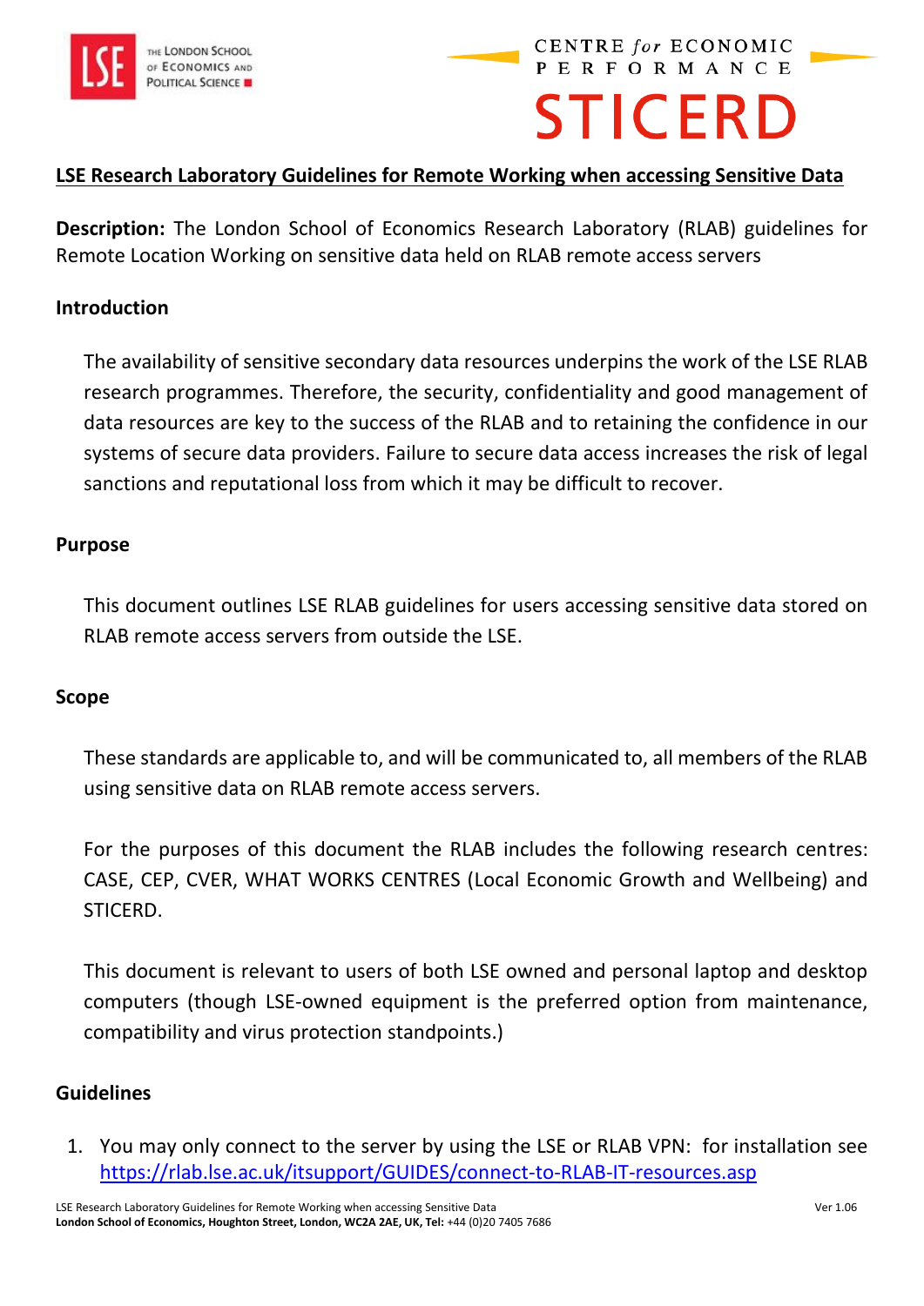# LSE Research Laboratory Guidelines for Remote Working when accessing Sensitive Data

**Description:** The London School of Economics Research Laboratory (RLAB) guidelines for Remote Location Working on sensitive data held on RLAB remote access servers

## Introduction

The availability of sensitive secondary data resources underpins the work of the LSE RLAB research programmes. Therefore, the security, confidentiality and good management of data resources are key to the success of the RLAB and to retaining the confidence in our systems of secure data providers. Failure to secure data access increases the risk of legal sanctions and reputational loss from which it may be difficult to recover.

## Purpose

This document outlines LSE RLAB guidelines for users accessing sensitive data stored on RLAB remote access servers from outside the LSE.

## Scope

These standards are applicable to, and will be communicated to, all members of the RLAB using sensitive data on RLAB remote access servers.

For the purposes of this document the RLAB includes the following research centres: CASE, CEP, CVER, WHAT WORKS CENTRES (Local Economic Growth and Wellbeing) and STICERD.

This document is relevant to users of both LSE owned and personal laptop and desktop computers (though LSE-owned equipment is the preferred option from maintenance, compatibility and virus protection standpoints.)

## Guidelines

1. You may only connect to the server by using the LSE or RLAB VPN: for installation see https://rlab.lse.ac.uk/itsupport/GUIDES/connect-to-RLAB-IT-resources.asp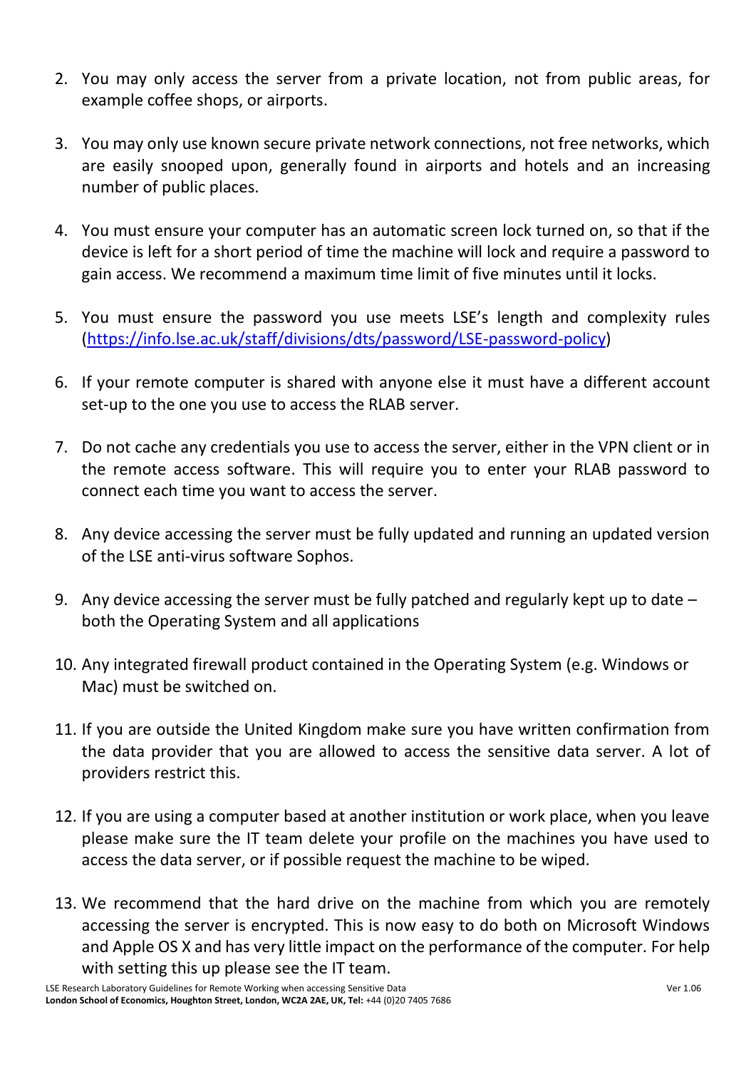2. You may only access the server from a private location, not from public areas, for example coffee shops, or airports.

3. You may only use known secure private network connections, not free networks, which are easily snooped upon, generally found in airports and hotels and an increasing number of public places.

4. You must ensure your computer has an automatic screen lock turned on, so that if the device is left for a short period of time the machine will lock and require a password to gain access. We recommend a maximum time limit of five minutes until it locks.

5. You must ensure the password you use meets LSE's length and complexity rules (https://info.lse.ac.uk/staff/divisions/dts/password/LSE-password-policy)

6. If your remote computer is shared with anyone else it must have a different account set-up to the one you use to access the RLAB server.

7. Do not cache any credentials you use to access the server, either in the VPN client or in the remote access software. This will require you to enter your RLAB password to connect each time you want to access the server.

8. Any device accessing the server must be fully updated and running an updated version of the LSE anti-virus software Sophos.

9. Any device accessing the server must be fully patched and regularly kept up to date – both the Operating System and all applications

10. Any integrated firewall product contained in the Operating System (e.g. Windows or Mac) must be switched on.

11. If you are outside the United Kingdom make sure you have written confirmation from the data provider that you are allowed to access the sensitive data server. A lot of providers restrict this.

12. If you are using a computer based at another institution or work place, when you leave please make sure the IT team delete your profile on the machines you have used to access the data server, or if possible request the machine to be wiped.

13. We recommend that the hard drive on the machine from which you are remotely accessing the server is encrypted. This is now easy to do both on Microsoft Windows and Apple OS X and has very little impact on the performance of the computer. For help with setting this up please see the IT team.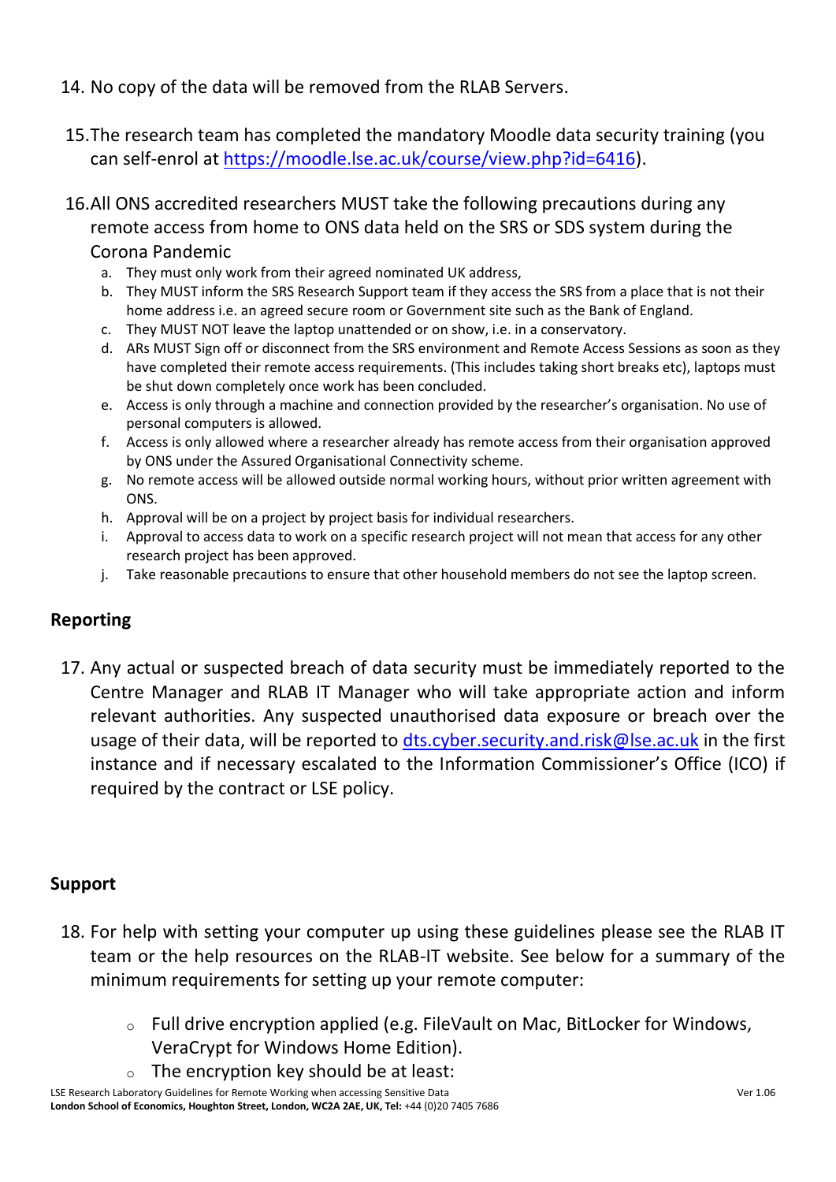14. No copy of the data will be removed from the RLAB Servers.

15. The research team has completed the mandatory Moodle data security training (you can self-enrol at [https://moodle.lse.ac.uk/course/view.php?id=6416](https://moodle.lse.ac.uk/course/view.php?id=6416)).

16. All ONS accredited researchers MUST take the following precautions during any remote access from home to ONS data held on the SRS or SDS system during the Corona Pandemic
    a. They must only work from their agreed nominated UK address,
    b. They MUST inform the SRS Research Support team if they access the SRS from a place that is not their home address i.e. an agreed secure room or Government site such as the Bank of England.
    c. They MUST NOT leave the laptop unattended or on show, i.e. in a conservatory.
    d. ARs MUST Sign off or disconnect from the SRS environment and Remote Access Sessions as soon as they have completed their remote access requirements. (This includes taking short breaks etc), laptops must be shut down completely once work has been concluded.
    e. Access is only through a machine and connection provided by the researcher's organisation. No use of personal computers is allowed.
    f. Access is only allowed where a researcher already has remote access from their organisation approved by ONS under the Assured Organisational Connectivity scheme.
    g. No remote access will be allowed outside normal working hours, without prior written agreement with ONS.
    h. Approval will be on a project by project basis for individual researchers.
    i. Approval to access data to work on a specific research project will not mean that access for any other research project has been approved.
    j. Take reasonable precautions to ensure that other household members do not see the laptop screen.

## Reporting

17. Any actual or suspected breach of data security must be immediately reported to the Centre Manager and RLAB IT Manager who will take appropriate action and inform relevant authorities. Any suspected unauthorised data exposure or breach over the usage of their data, will be reported to [dts.cyber.security.and.risk@lse.ac.uk](mailto:dts.cyber.security.and.risk@lse.ac.uk) in the first instance and if necessary escalated to the Information Commissioner's Office (ICO) if required by the contract or LSE policy.

## Support

18. For help with setting your computer up using these guidelines please see the RLAB IT team or the help resources on the RLAB-IT website. See below for a summary of the minimum requirements for setting up your remote computer:
    - Full drive encryption applied (e.g. FileVault on Mac, BitLocker for Windows, VeraCrypt for Windows Home Edition).
    - The encryption key should be at least: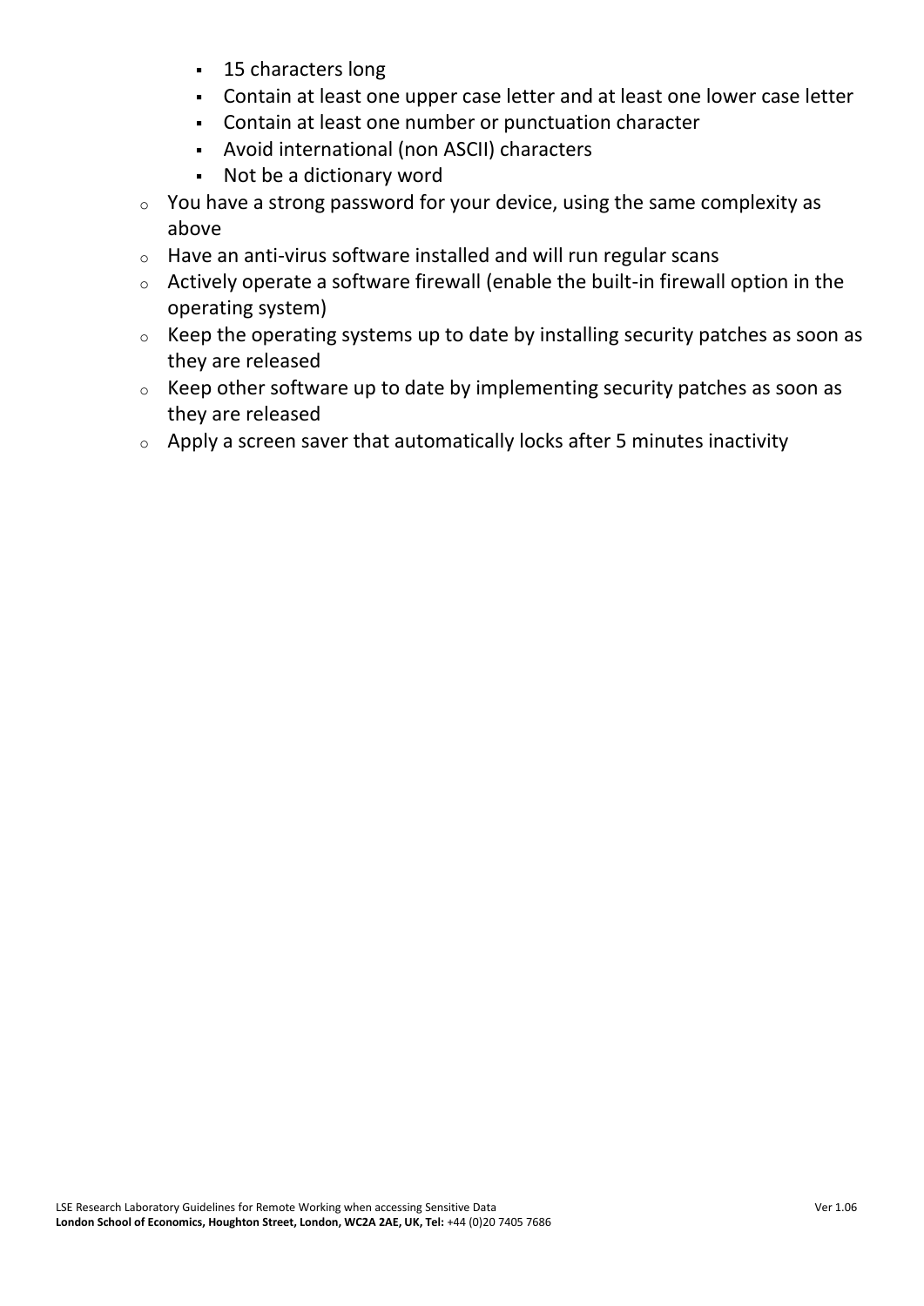- 15 characters long
    - Contain at least one upper case letter and at least one lower case letter
    - Contain at least one number or punctuation character
    - Avoid international (non ASCII) characters
    - Not be a dictionary word
  - You have a strong password for your device, using the same complexity as above
  - Have an anti-virus software installed and will run regular scans
  - Actively operate a software firewall (enable the built-in firewall option in the operating system)
  - Keep the operating systems up to date by installing security patches as soon as they are released
  - Keep other software up to date by implementing security patches as soon as they are released
  - Apply a screen saver that automatically locks after 5 minutes inactivity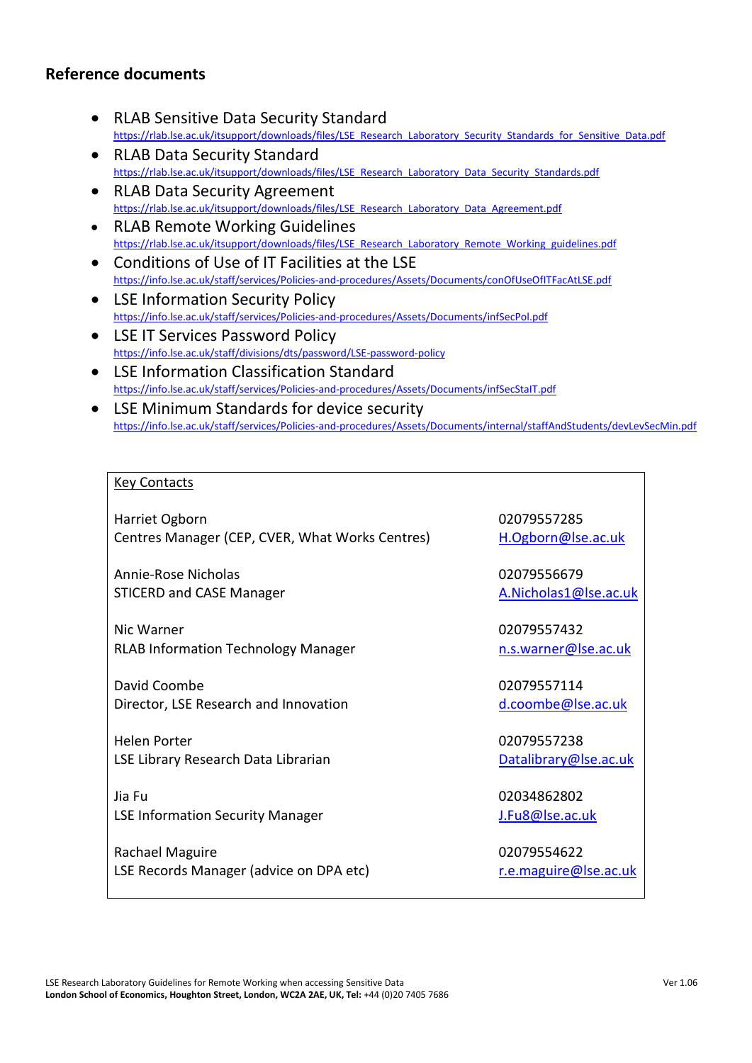## Reference documents

- RLAB Sensitive Data Security Standard
  https://rlab.lse.ac.uk/itsupport/downloads/files/LSE_Research_Laboratory_Security_Standards_for_Sensitive_Data.pdf
- RLAB Data Security Standard
  https://rlab.lse.ac.uk/itsupport/downloads/files/LSE_Research_Laboratory_Data_Security_Standards.pdf
- RLAB Data Security Agreement
  https://rlab.lse.ac.uk/itsupport/downloads/files/LSE_Research_Laboratory_Data_Agreement.pdf
- RLAB Remote Working Guidelines
  https://rlab.lse.ac.uk/itsupport/downloads/files/LSE_Research_Laboratory_Remote_Working_guidelines.pdf
- Conditions of Use of IT Facilities at the LSE
  https://info.lse.ac.uk/staff/services/Policies-and-procedures/Assets/Documents/conOfUseOfITFacAtLSE.pdf
- LSE Information Security Policy
  https://info.lse.ac.uk/staff/services/Policies-and-procedures/Assets/Documents/infSecPol.pdf
- LSE IT Services Password Policy
  https://info.lse.ac.uk/staff/divisions/dts/password/LSE-password-policy
- LSE Information Classification Standard
  https://info.lse.ac.uk/staff/services/Policies-and-procedures/Assets/Documents/infSecStaIT.pdf
- LSE Minimum Standards for device security
  https://info.lse.ac.uk/staff/services/Policies-and-procedures/Assets/Documents/internal/staffAndStudents/devLevSecMin.pdf

| Key Contacts | |
|---|---|
| Harriet Ogborn<br>Centres Manager (CEP, CVER, What Works Centres) | 02079557285<br>H.Ogborn@lse.ac.uk |
| Annie-Rose Nicholas<br>STICERD and CASE Manager | 02079556679<br>A.Nicholas1@lse.ac.uk |
| Nic Warner<br>RLAB Information Technology Manager | 02079557432<br>n.s.warner@lse.ac.uk |
| David Coombe<br>Director, LSE Research and Innovation | 02079557114<br>d.coombe@lse.ac.uk |
| Helen Porter<br>LSE Library Research Data Librarian | 02079557238<br>Datalibrary@lse.ac.uk |
| Jia Fu<br>LSE Information Security Manager | 02034862802<br>J.Fu8@lse.ac.uk |
| Rachael Maguire<br>LSE Records Manager (advice on DPA etc) | 02079554622<br>r.e.maguire@lse.ac.uk |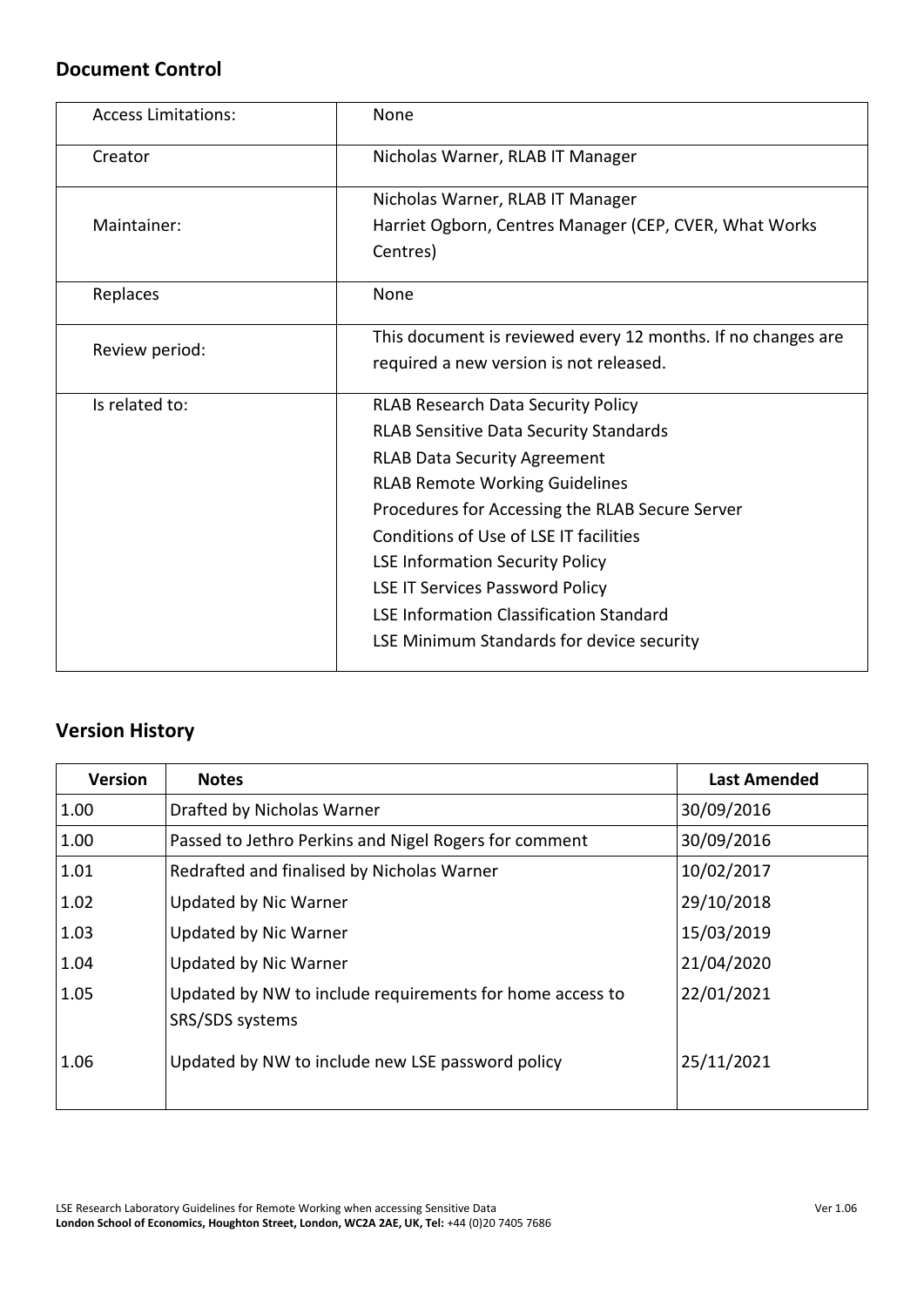## Document Control

| | |
|---|---|
| Access Limitations: | None |
| Creator | Nicholas Warner, RLAB IT Manager |
| Maintainer: | Nicholas Warner, RLAB IT Manager<br>Harriet Ogborn, Centres Manager (CEP, CVER, What Works Centres) |
| Replaces | None |
| Review period: | This document is reviewed every 12 months. If no changes are required a new version is not released. |
| Is related to: | RLAB Research Data Security Policy<br>RLAB Sensitive Data Security Standards<br>RLAB Data Security Agreement<br>RLAB Remote Working Guidelines<br>Procedures for Accessing the RLAB Secure Server<br>Conditions of Use of LSE IT facilities<br>LSE Information Security Policy<br>LSE IT Services Password Policy<br>LSE Information Classification Standard<br>LSE Minimum Standards for device security |

## Version History

| Version | Notes | Last Amended |
|---|---|---|
| 1.00 | Drafted by Nicholas Warner | 30/09/2016 |
| 1.00 | Passed to Jethro Perkins and Nigel Rogers for comment | 30/09/2016 |
| 1.01 | Redrafted and finalised by Nicholas Warner | 10/02/2017 |
| 1.02 | Updated by Nic Warner | 29/10/2018 |
| 1.03 | Updated by Nic Warner | 15/03/2019 |
| 1.04 | Updated by Nic Warner | 21/04/2020 |
| 1.05 | Updated by NW to include requirements for home access to SRS/SDS systems | 22/01/2021 |
| 1.06 | Updated by NW to include new LSE password policy | 25/11/2021 |